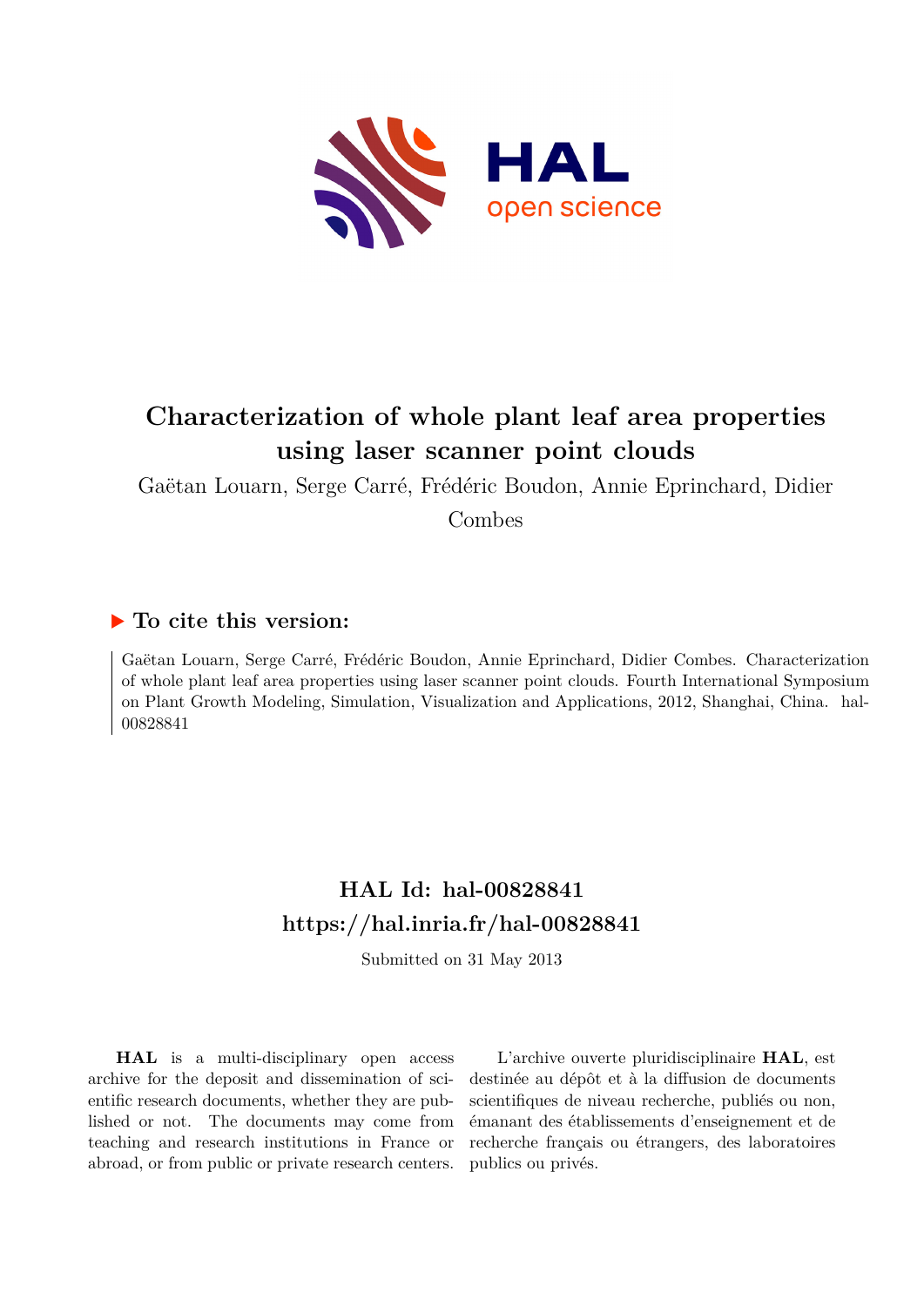# Characterization of whole plant leaf area properties using laser scanner point clouds

Gaëtan Louarn, Serge Carré, Frédéric Boudon, Annie Eprinchard, Didier Combes

### ▶ To cite this version:

Gaëtan Louarn, Serge Carré, Frédéric Boudon, Annie Eprinchard, Didier Combes. Characterization of whole plant leaf area properties using laser scanner point clouds. Fourth International Symposium on Plant Growth Modeling, Simulation, Visualization and Applications, 2012, Shanghai, China. hal-00828841

## HAL Id: hal-00828841
## https://hal.inria.fr/hal-00828841

Submitted on 31 May 2013

**HAL** is a multi-disciplinary open access archive for the deposit and dissemination of scientific research documents, whether they are published or not. The documents may come from teaching and research institutions in France or abroad, or from public or private research centers.

L'archive ouverte pluridisciplinaire **HAL**, est destinée au dépôt et à la diffusion de documents scientifiques de niveau recherche, publiés ou non, émanant des établissements d'enseignement et de recherche français ou étrangers, des laboratoires publics ou privés.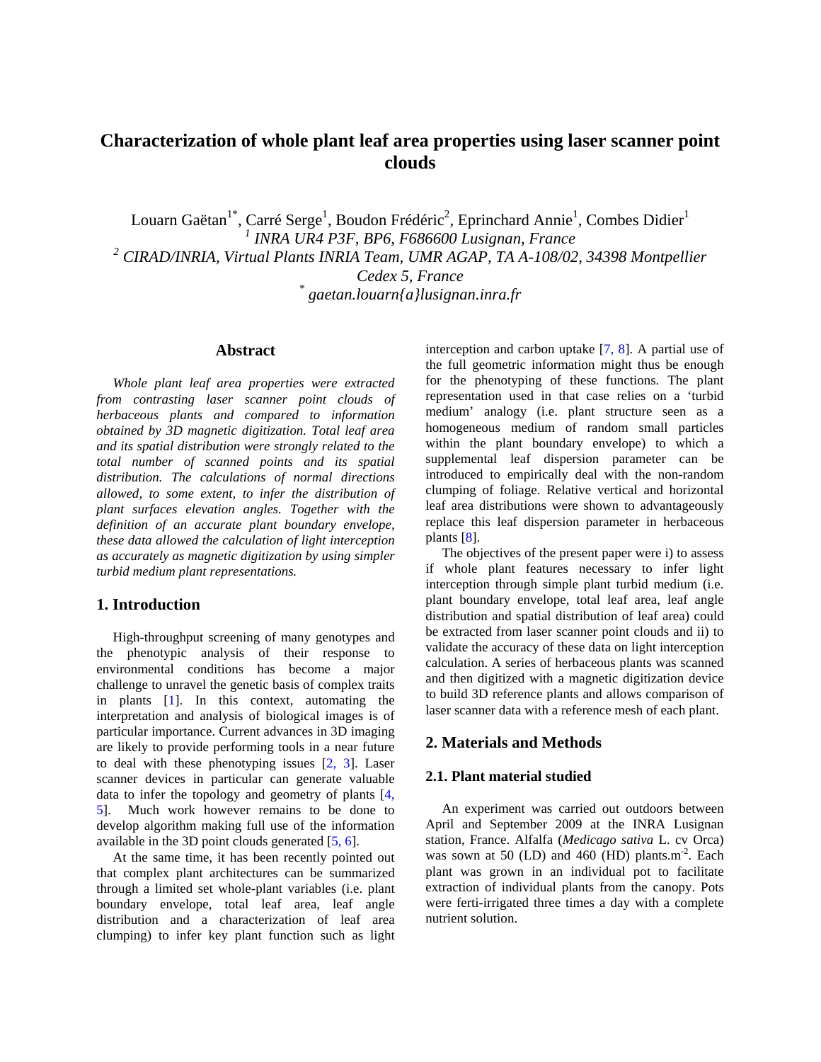# Characterization of whole plant leaf area properties using laser scanner point clouds

Louarn Gaëtan[1*], Carré Serge[1], Boudon Frédéric[2], Eprinchard Annie[1], Combes Didier[1]

[1] *INRA UR4 P3F, BP6, F686600 Lusignan, France*

[2] *CIRAD/INRIA, Virtual Plants INRIA Team, UMR AGAP, TA A-108/02, 34398 Montpellier Cedex 5, France*

[*] *gaetan.louarn{a}lusignan.inra.fr*

## Abstract

*Whole plant leaf area properties were extracted from contrasting laser scanner point clouds of herbaceous plants and compared to information obtained by 3D magnetic digitization. Total leaf area and its spatial distribution were strongly related to the total number of scanned points and its spatial distribution. The calculations of normal directions allowed, to some extent, to infer the distribution of plant surfaces elevation angles. Together with the definition of an accurate plant boundary envelope, these data allowed the calculation of light interception as accurately as magnetic digitization by using simpler turbid medium plant representations.*

## 1. Introduction

High-throughput screening of many genotypes and the phenotypic analysis of their response to environmental conditions has become a major challenge to unravel the genetic basis of complex traits in plants [1]. In this context, automating the interpretation and analysis of biological images is of particular importance. Current advances in 3D imaging are likely to provide performing tools in a near future to deal with these phenotyping issues [2, 3]. Laser scanner devices in particular can generate valuable data to infer the topology and geometry of plants [4, 5]. Much work however remains to be done to develop algorithm making full use of the information available in the 3D point clouds generated [5, 6].

At the same time, it has been recently pointed out that complex plant architectures can be summarized through a limited set whole-plant variables (i.e. plant boundary envelope, total leaf area, leaf angle distribution and a characterization of leaf area clumping) to infer key plant function such as light interception and carbon uptake [7, 8]. A partial use of the full geometric information might thus be enough for the phenotyping of these functions. The plant representation used in that case relies on a 'turbid medium' analogy (i.e. plant structure seen as a homogeneous medium of random small particles within the plant boundary envelope) to which a supplemental leaf dispersion parameter can be introduced to empirically deal with the non-random clumping of foliage. Relative vertical and horizontal leaf area distributions were shown to advantageously replace this leaf dispersion parameter in herbaceous plants [8].

The objectives of the present paper were i) to assess if whole plant features necessary to infer light interception through simple plant turbid medium (i.e. plant boundary envelope, total leaf area, leaf angle distribution and spatial distribution of leaf area) could be extracted from laser scanner point clouds and ii) to validate the accuracy of these data on light interception calculation. A series of herbaceous plants was scanned and then digitized with a magnetic digitization device to build 3D reference plants and allows comparison of laser scanner data with a reference mesh of each plant.

## 2. Materials and Methods

### 2.1. Plant material studied

An experiment was carried out outdoors between April and September 2009 at the INRA Lusignan station, France. Alfalfa (*Medicago sativa* L. cv Orca) was sown at 50 (LD) and 460 (HD) plants.m$^{-2}$. Each plant was grown in an individual pot to facilitate extraction of individual plants from the canopy. Pots were ferti-irrigated three times a day with a complete nutrient solution.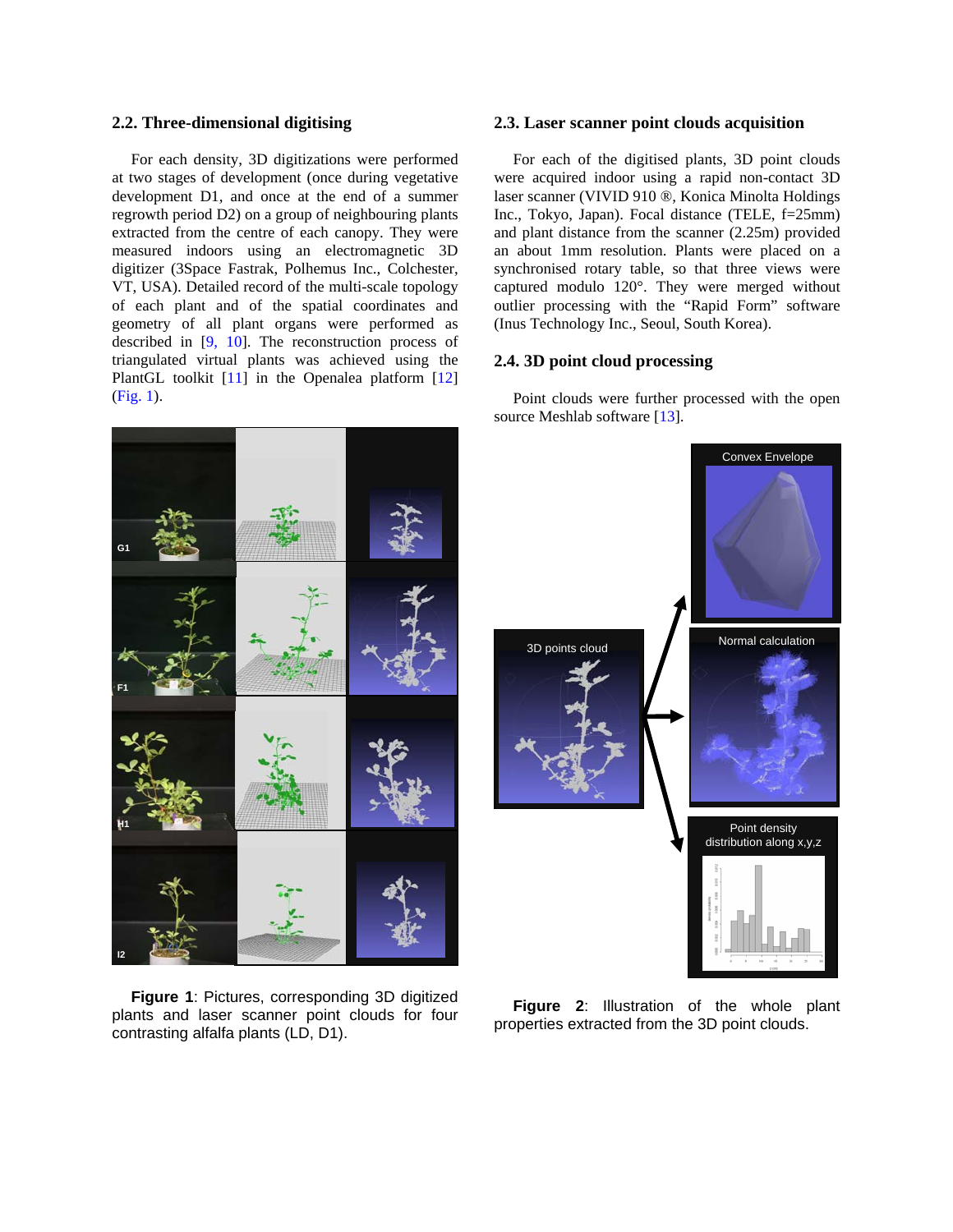### 2.2. Three-dimensional digitising

For each density, 3D digitizations were performed at two stages of development (once during vegetative development D1, and once at the end of a summer regrowth period D2) on a group of neighbouring plants extracted from the centre of each canopy. They were measured indoors using an electromagnetic 3D digitizer (3Space Fastrak, Polhemus Inc., Colchester, VT, USA). Detailed record of the multi-scale topology of each plant and of the spatial coordinates and geometry of all plant organs were performed as described in [9, 10]. The reconstruction process of triangulated virtual plants was achieved using the PlantGL toolkit [11] in the Openalea platform [12] (Fig. 1).

**Figure 1**: Pictures, corresponding 3D digitized plants and laser scanner point clouds for four contrasting alfalfa plants (LD, D1).

### 2.3. Laser scanner point clouds acquisition

For each of the digitised plants, 3D point clouds were acquired indoor using a rapid non-contact 3D laser scanner (VIVID 910 ®, Konica Minolta Holdings Inc., Tokyo, Japan). Focal distance (TELE, f=25mm) and plant distance from the scanner (2.25m) provided an about 1mm resolution. Plants were placed on a synchronised rotary table, so that three views were captured modulo 120°. They were merged without outlier processing with the "Rapid Form" software (Inus Technology Inc., Seoul, South Korea).

### 2.4. 3D point cloud processing

Point clouds were further processed with the open source Meshlab software [13].

**Figure 2**: Illustration of the whole plant properties extracted from the 3D point clouds.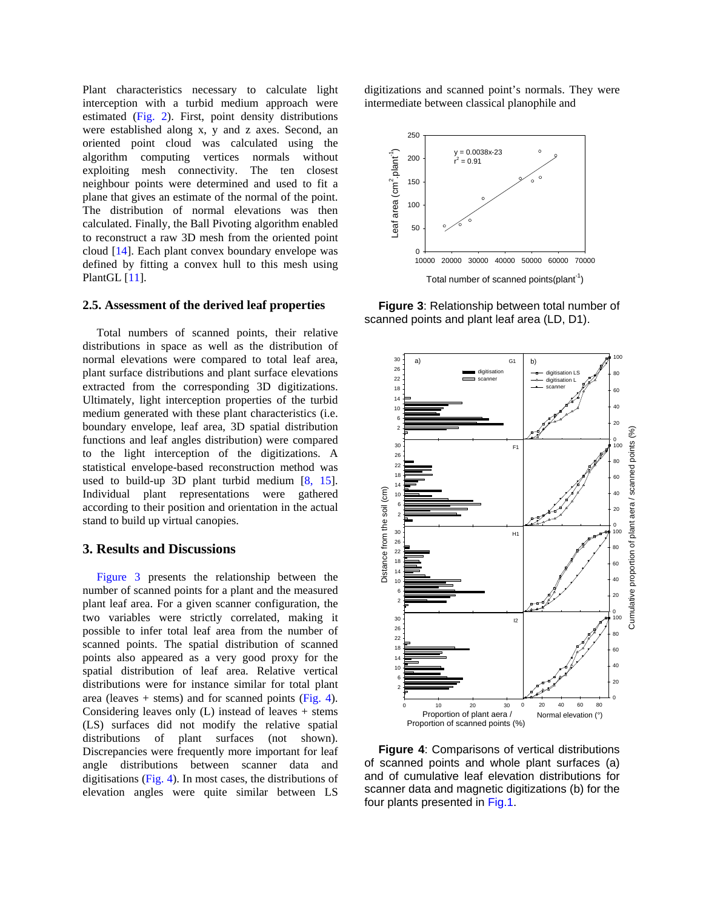Plant characteristics necessary to calculate light interception with a turbid medium approach were estimated (Fig. 2). First, point density distributions were established along x, y and z axes. Second, an oriented point cloud was calculated using the algorithm computing vertices normals without exploiting mesh connectivity. The ten closest neighbour points were determined and used to fit a plane that gives an estimate of the normal of the point. The distribution of normal elevations was then calculated. Finally, the Ball Pivoting algorithm enabled to reconstruct a raw 3D mesh from the oriented point cloud [14]. Each plant convex boundary envelope was defined by fitting a convex hull to this mesh using PlantGL [11].

## 2.5. Assessment of the derived leaf properties

Total numbers of scanned points, their relative distributions in space as well as the distribution of normal elevations were compared to total leaf area, plant surface distributions and plant surface elevations extracted from the corresponding 3D digitizations. Ultimately, light interception properties of the turbid medium generated with these plant characteristics (i.e. boundary envelope, leaf area, 3D spatial distribution functions and leaf angles distribution) were compared to the light interception of the digitizations. A statistical envelope-based reconstruction method was used to build-up 3D plant turbid medium [8, 15]. Individual plant representations were gathered according to their position and orientation in the actual stand to build up virtual canopies.

# 3. Results and Discussions

Figure 3 presents the relationship between the number of scanned points for a plant and the measured plant leaf area. For a given scanner configuration, the two variables were strictly correlated, making it possible to infer total leaf area from the number of scanned points. The spatial distribution of scanned points also appeared as a very good proxy for the spatial distribution of leaf area. Relative vertical distributions were for instance similar for total plant area (leaves + stems) and for scanned points (Fig. 4). Considering leaves only (L) instead of leaves + stems (LS) surfaces did not modify the relative spatial distributions of plant surfaces (not shown). Discrepancies were frequently more important for leaf angle distributions between scanner data and digitisations (Fig. 4). In most cases, the distributions of elevation angles were quite similar between LS digitizations and scanned point's normals. They were intermediate between classical planophile and

**Figure 3**: Relationship between total number of scanned points and plant leaf area (LD, D1).

**Figure 4**: Comparisons of vertical distributions of scanned points and whole plant surfaces (a) and of cumulative leaf elevation distributions for scanner data and magnetic digitizations (b) for the four plants presented in Fig.1.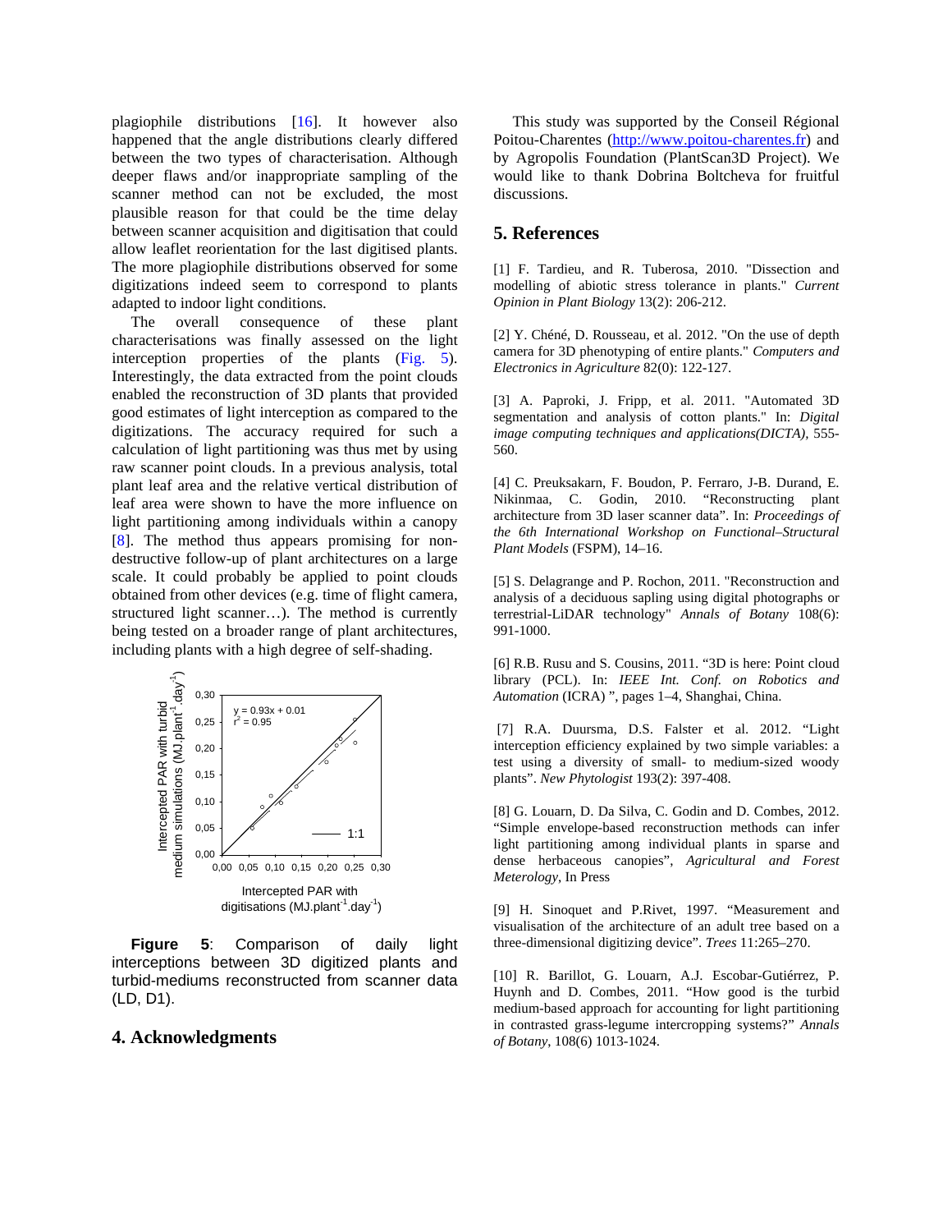plagiophile distributions [16]. It however also happened that the angle distributions clearly differed between the two types of characterisation. Although deeper flaws and/or inappropriate sampling of the scanner method can not be excluded, the most plausible reason for that could be the time delay between scanner acquisition and digitisation that could allow leaflet reorientation for the last digitised plants. The more plagiophile distributions observed for some digitizations indeed seem to correspond to plants adapted to indoor light conditions.

The overall consequence of these plant characterisations was finally assessed on the light interception properties of the plants (Fig. 5). Interestingly, the data extracted from the point clouds enabled the reconstruction of 3D plants that provided good estimates of light interception as compared to the digitizations. The accuracy required for such a calculation of light partitioning was thus met by using raw scanner point clouds. In a previous analysis, total plant leaf area and the relative vertical distribution of leaf area were shown to have the more influence on light partitioning among individuals within a canopy [8]. The method thus appears promising for non-destructive follow-up of plant architectures on a large scale. It could probably be applied to point clouds obtained from other devices (e.g. time of flight camera, structured light scanner…). The method is currently being tested on a broader range of plant architectures, including plants with a high degree of self-shading.

**Figure 5**: Comparison of daily light interceptions between 3D digitized plants and turbid-mediums reconstructed from scanner data (LD, D1).

## 4. Acknowledgments

This study was supported by the Conseil Régional Poitou-Charentes (http://www.poitou-charentes.fr) and by Agropolis Foundation (PlantScan3D Project). We would like to thank Dobrina Boltcheva for fruitful discussions.

## 5. References

[1] F. Tardieu, and R. Tuberosa, 2010. "Dissection and modelling of abiotic stress tolerance in plants." *Current Opinion in Plant Biology* 13(2): 206-212.

[2] Y. Chéné, D. Rousseau, et al. 2012. "On the use of depth camera for 3D phenotyping of entire plants." *Computers and Electronics in Agriculture* 82(0): 122-127.

[3] A. Paproki, J. Fripp, et al. 2011. "Automated 3D segmentation and analysis of cotton plants." In: *Digital image computing techniques and applications(DICTA)*, 555-560.

[4] C. Preuksakarn, F. Boudon, P. Ferraro, J-B. Durand, E. Nikinmaa, C. Godin, 2010. "Reconstructing plant architecture from 3D laser scanner data". In: *Proceedings of the 6th International Workshop on Functional–Structural Plant Models* (FSPM), 14–16.

[5] S. Delagrange and P. Rochon, 2011. "Reconstruction and analysis of a deciduous sapling using digital photographs or terrestrial-LiDAR technology" *Annals of Botany* 108(6): 991-1000.

[6] R.B. Rusu and S. Cousins, 2011. "3D is here: Point cloud library (PCL). In: *IEEE Int. Conf. on Robotics and Automation* (ICRA) ", pages 1–4, Shanghai, China.

[7] R.A. Duursma, D.S. Falster et al. 2012. "Light interception efficiency explained by two simple variables: a test using a diversity of small- to medium-sized woody plants". *New Phytologist* 193(2): 397-408.

[8] G. Louarn, D. Da Silva, C. Godin and D. Combes, 2012. "Simple envelope-based reconstruction methods can infer light partitioning among individual plants in sparse and dense herbaceous canopies", *Agricultural and Forest Meterology*, In Press

[9] H. Sinoquet and P.Rivet, 1997. "Measurement and visualisation of the architecture of an adult tree based on a three-dimensional digitizing device". *Trees* 11:265–270.

[10] R. Barillot, G. Louarn, A.J. Escobar-Gutiérrez, P. Huynh and D. Combes, 2011. "How good is the turbid medium-based approach for accounting for light partitioning in contrasted grass-legume intercropping systems?" *Annals of Botany*, 108(6) 1013-1024.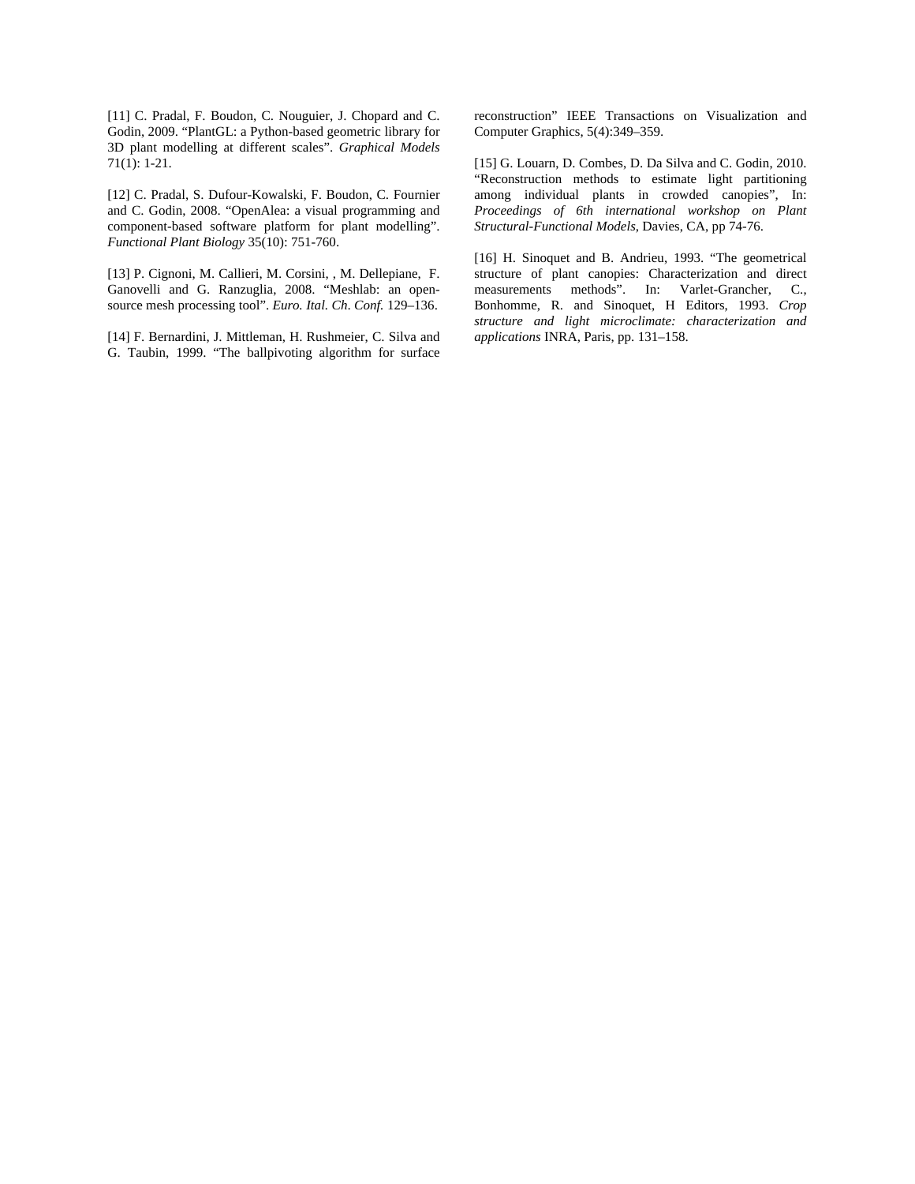[11] C. Pradal, F. Boudon, C. Nouguier, J. Chopard and C. Godin, 2009. "PlantGL: a Python-based geometric library for 3D plant modelling at different scales". *Graphical Models* 71(1): 1-21.

[12] C. Pradal, S. Dufour-Kowalski, F. Boudon, C. Fournier and C. Godin, 2008. "OpenAlea: a visual programming and component-based software platform for plant modelling". *Functional Plant Biology* 35(10): 751-760.

[13] P. Cignoni, M. Callieri, M. Corsini, , M. Dellepiane, F. Ganovelli and G. Ranzuglia, 2008. "Meshlab: an open-source mesh processing tool". *Euro. Ital. Ch. Conf.* 129–136.

[14] F. Bernardini, J. Mittleman, H. Rushmeier, C. Silva and G. Taubin, 1999. "The ballpivoting algorithm for surface reconstruction" IEEE Transactions on Visualization and Computer Graphics, 5(4):349–359.

[15] G. Louarn, D. Combes, D. Da Silva and C. Godin, 2010. "Reconstruction methods to estimate light partitioning among individual plants in crowded canopies", In: *Proceedings of 6th international workshop on Plant Structural-Functional Models*, Davies, CA, pp 74-76.

[16] H. Sinoquet and B. Andrieu, 1993. "The geometrical structure of plant canopies: Characterization and direct measurements methods". In: Varlet-Grancher, C., Bonhomme, R. and Sinoquet, H Editors, 1993. *Crop structure and light microclimate: characterization and applications* INRA, Paris, pp. 131–158.